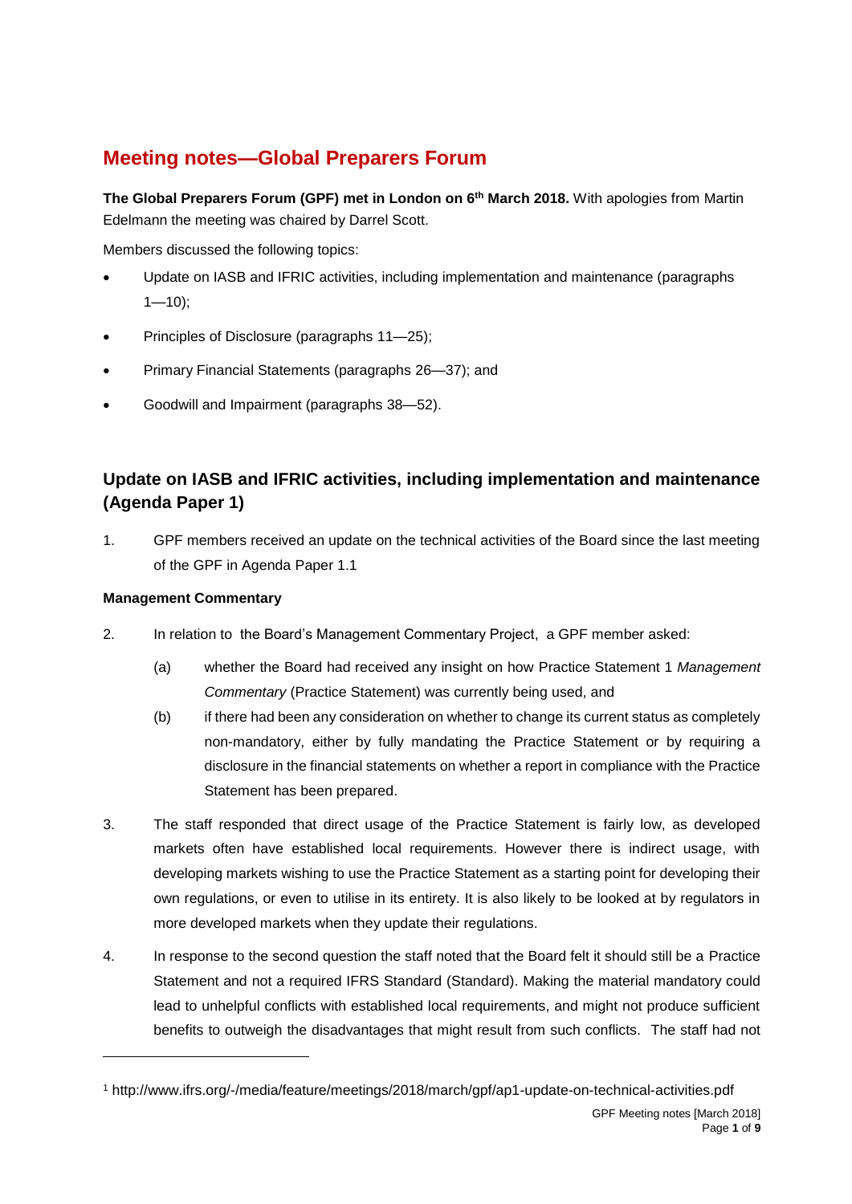# Meeting notes—Global Preparers Forum

**The Global Preparers Forum (GPF) met in London on 6th March 2018.** With apologies from Martin Edelmann the meeting was chaired by Darrel Scott.

Members discussed the following topics:

- Update on IASB and IFRIC activities, including implementation and maintenance (paragraphs 1—10);
- Principles of Disclosure (paragraphs 11—25);
- Primary Financial Statements (paragraphs 26—37); and
- Goodwill and Impairment (paragraphs 38—52).

## Update on IASB and IFRIC activities, including implementation and maintenance (Agenda Paper 1)

1. GPF members received an update on the technical activities of the Board since the last meeting of the GPF in Agenda Paper 1.[1]

### Management Commentary

2. In relation to the Board's Management Commentary Project, a GPF member asked:
   (a) whether the Board had received any insight on how Practice Statement 1 *Management Commentary* (Practice Statement) was currently being used, and
   (b) if there had been any consideration on whether to change its current status as completely non-mandatory, either by fully mandating the Practice Statement or by requiring a disclosure in the financial statements on whether a report in compliance with the Practice Statement has been prepared.

3. The staff responded that direct usage of the Practice Statement is fairly low, as developed markets often have established local requirements. However there is indirect usage, with developing markets wishing to use the Practice Statement as a starting point for developing their own regulations, or even to utilise in its entirety. It is also likely to be looked at by regulators in more developed markets when they update their regulations.

4. In response to the second question the staff noted that the Board felt it should still be a Practice Statement and not a required IFRS Standard (Standard). Making the material mandatory could lead to unhelpful conflicts with established local requirements, and might not produce sufficient benefits to outweigh the disadvantages that might result from such conflicts. The staff had not

[1] http://www.ifrs.org/-/media/feature/meetings/2018/march/gpf/ap1-update-on-technical-activities.pdf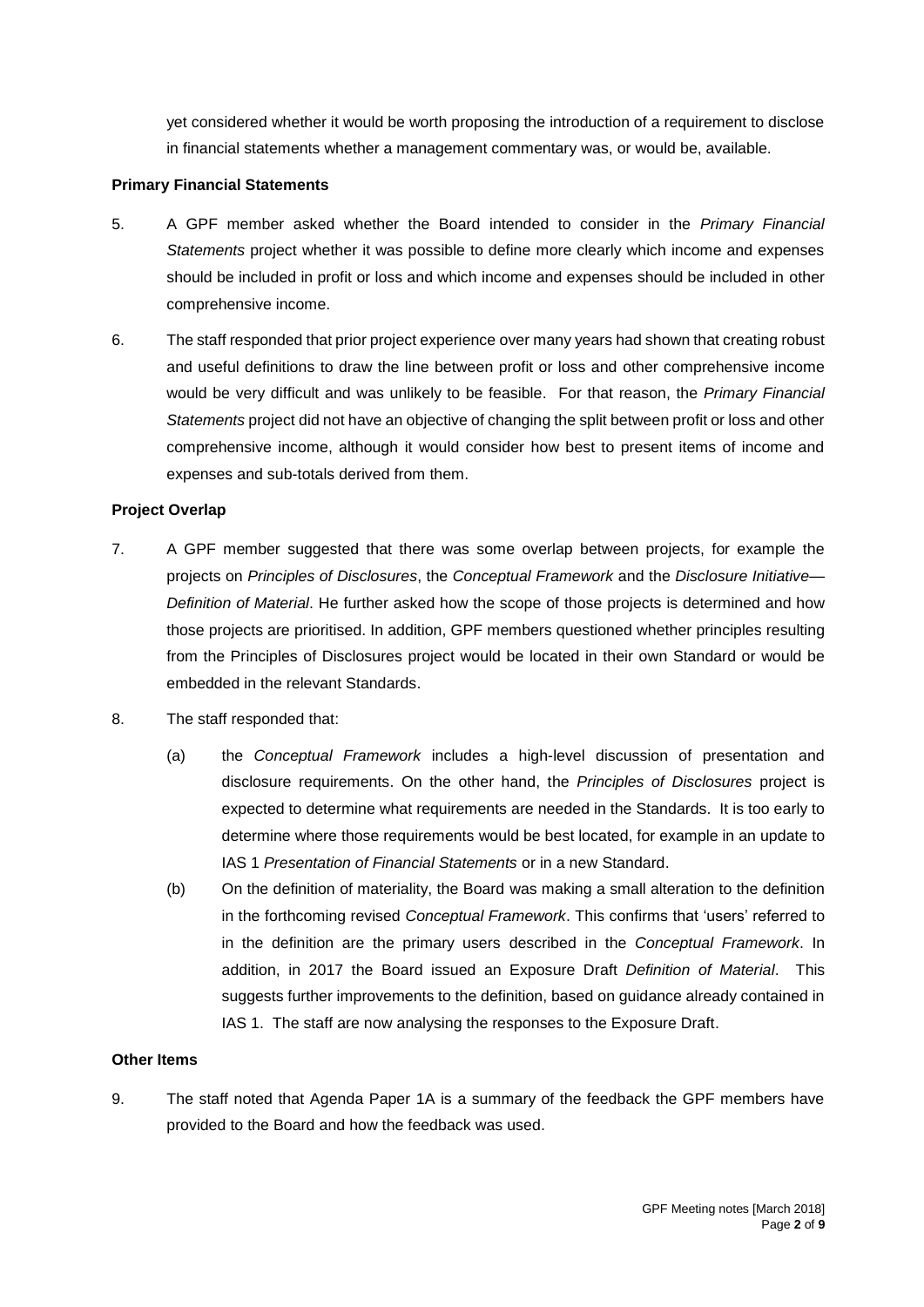yet considered whether it would be worth proposing the introduction of a requirement to disclose in financial statements whether a management commentary was, or would be, available.

**Primary Financial Statements**

5. A GPF member asked whether the Board intended to consider in the *Primary Financial Statements* project whether it was possible to define more clearly which income and expenses should be included in profit or loss and which income and expenses should be included in other comprehensive income.

6. The staff responded that prior project experience over many years had shown that creating robust and useful definitions to draw the line between profit or loss and other comprehensive income would be very difficult and was unlikely to be feasible. For that reason, the *Primary Financial Statements* project did not have an objective of changing the split between profit or loss and other comprehensive income, although it would consider how best to present items of income and expenses and sub-totals derived from them.

**Project Overlap**

7. A GPF member suggested that there was some overlap between projects, for example the projects on *Principles of Disclosures*, the *Conceptual Framework* and the *Disclosure Initiative—Definition of Material*. He further asked how the scope of those projects is determined and how those projects are prioritised. In addition, GPF members questioned whether principles resulting from the Principles of Disclosures project would be located in their own Standard or would be embedded in the relevant Standards.

8. The staff responded that:

   (a) the *Conceptual Framework* includes a high-level discussion of presentation and disclosure requirements. On the other hand, the *Principles of Disclosures* project is expected to determine what requirements are needed in the Standards. It is too early to determine where those requirements would be best located, for example in an update to IAS 1 *Presentation of Financial Statements* or in a new Standard.

   (b) On the definition of materiality, the Board was making a small alteration to the definition in the forthcoming revised *Conceptual Framework*. This confirms that 'users' referred to in the definition are the primary users described in the *Conceptual Framework*. In addition, in 2017 the Board issued an Exposure Draft *Definition of Material*. This suggests further improvements to the definition, based on guidance already contained in IAS 1. The staff are now analysing the responses to the Exposure Draft.

**Other Items**

9. The staff noted that Agenda Paper 1A is a summary of the feedback the GPF members have provided to the Board and how the feedback was used.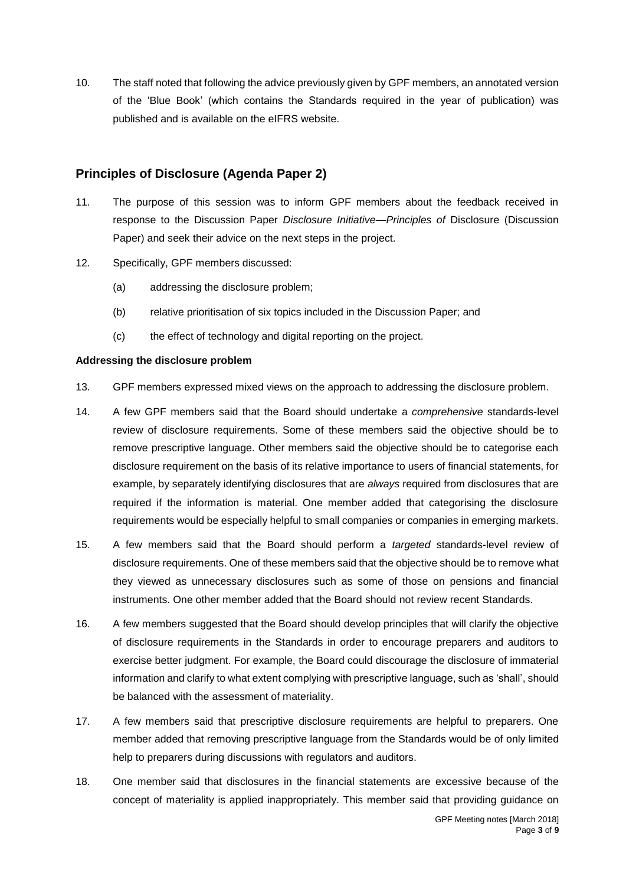10. The staff noted that following the advice previously given by GPF members, an annotated version of the 'Blue Book' (which contains the Standards required in the year of publication) was published and is available on the eIFRS website.

## Principles of Disclosure (Agenda Paper 2)

11. The purpose of this session was to inform GPF members about the feedback received in response to the Discussion Paper *Disclosure Initiative—Principles of* Disclosure (Discussion Paper) and seek their advice on the next steps in the project.

12. Specifically, GPF members discussed:

    (a) addressing the disclosure problem;

    (b) relative prioritisation of six topics included in the Discussion Paper; and

    (c) the effect of technology and digital reporting on the project.

**Addressing the disclosure problem**

13. GPF members expressed mixed views on the approach to addressing the disclosure problem.

14. A few GPF members said that the Board should undertake a *comprehensive* standards-level review of disclosure requirements. Some of these members said the objective should be to remove prescriptive language. Other members said the objective should be to categorise each disclosure requirement on the basis of its relative importance to users of financial statements, for example, by separately identifying disclosures that are *always* required from disclosures that are required if the information is material. One member added that categorising the disclosure requirements would be especially helpful to small companies or companies in emerging markets.

15. A few members said that the Board should perform a *targeted* standards-level review of disclosure requirements. One of these members said that the objective should be to remove what they viewed as unnecessary disclosures such as some of those on pensions and financial instruments. One other member added that the Board should not review recent Standards.

16. A few members suggested that the Board should develop principles that will clarify the objective of disclosure requirements in the Standards in order to encourage preparers and auditors to exercise better judgment. For example, the Board could discourage the disclosure of immaterial information and clarify to what extent complying with prescriptive language, such as 'shall', should be balanced with the assessment of materiality.

17. A few members said that prescriptive disclosure requirements are helpful to preparers. One member added that removing prescriptive language from the Standards would be of only limited help to preparers during discussions with regulators and auditors.

18. One member said that disclosures in the financial statements are excessive because of the concept of materiality is applied inappropriately. This member said that providing guidance on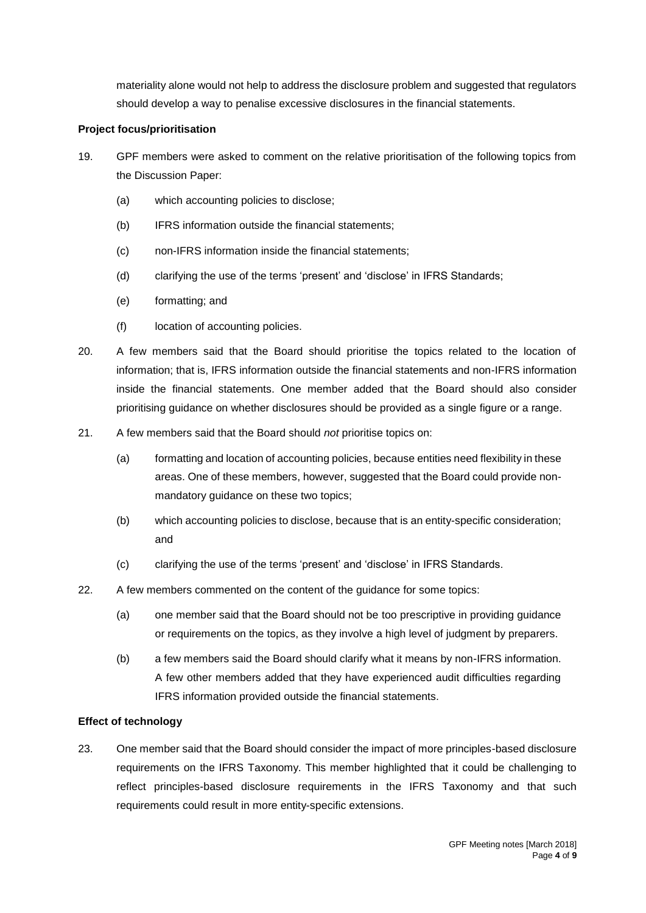materiality alone would not help to address the disclosure problem and suggested that regulators should develop a way to penalise excessive disclosures in the financial statements.

**Project focus/prioritisation**

19. GPF members were asked to comment on the relative prioritisation of the following topics from the Discussion Paper:

    (a) which accounting policies to disclose;

    (b) IFRS information outside the financial statements;

    (c) non-IFRS information inside the financial statements;

    (d) clarifying the use of the terms 'present' and 'disclose' in IFRS Standards;

    (e) formatting; and

    (f) location of accounting policies.

20. A few members said that the Board should prioritise the topics related to the location of information; that is, IFRS information outside the financial statements and non-IFRS information inside the financial statements. One member added that the Board should also consider prioritising guidance on whether disclosures should be provided as a single figure or a range.

21. A few members said that the Board should *not* prioritise topics on:

    (a) formatting and location of accounting policies, because entities need flexibility in these areas. One of these members, however, suggested that the Board could provide non-mandatory guidance on these two topics;

    (b) which accounting policies to disclose, because that is an entity-specific consideration; and

    (c) clarifying the use of the terms 'present' and 'disclose' in IFRS Standards.

22. A few members commented on the content of the guidance for some topics:

    (a) one member said that the Board should not be too prescriptive in providing guidance or requirements on the topics, as they involve a high level of judgment by preparers.

    (b) a few members said the Board should clarify what it means by non-IFRS information. A few other members added that they have experienced audit difficulties regarding IFRS information provided outside the financial statements.

**Effect of technology**

23. One member said that the Board should consider the impact of more principles-based disclosure requirements on the IFRS Taxonomy. This member highlighted that it could be challenging to reflect principles-based disclosure requirements in the IFRS Taxonomy and that such requirements could result in more entity-specific extensions.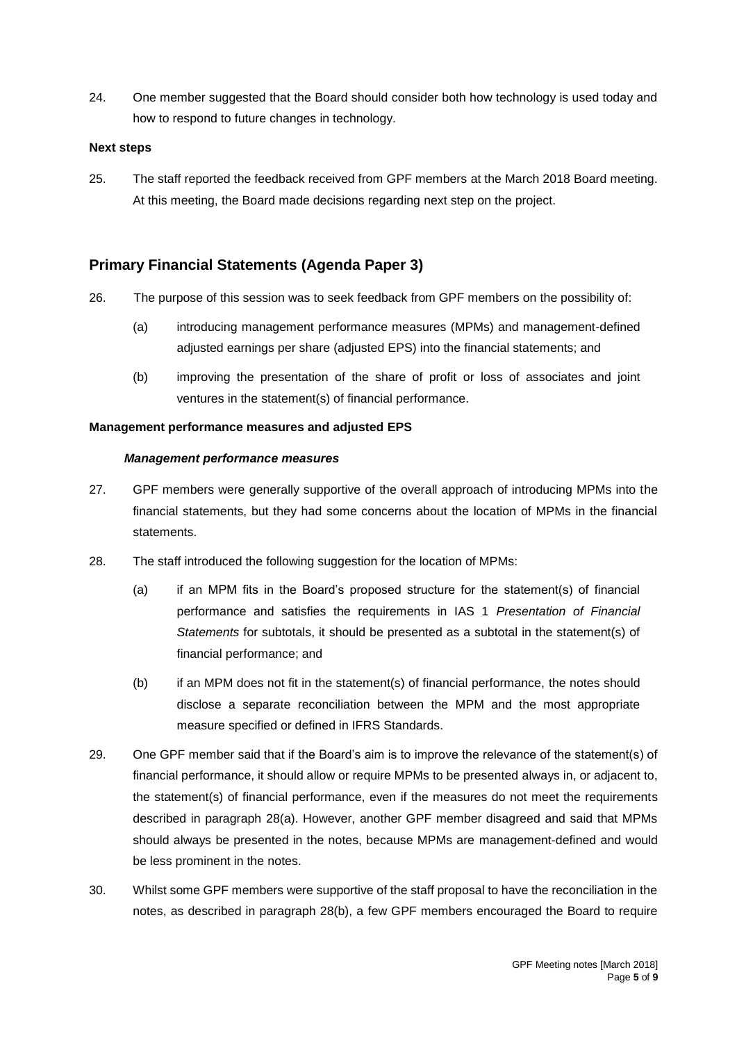24. One member suggested that the Board should consider both how technology is used today and how to respond to future changes in technology.

**Next steps**

25. The staff reported the feedback received from GPF members at the March 2018 Board meeting. At this meeting, the Board made decisions regarding next step on the project.

## Primary Financial Statements (Agenda Paper 3)

26. The purpose of this session was to seek feedback from GPF members on the possibility of:

    (a) introducing management performance measures (MPMs) and management-defined adjusted earnings per share (adjusted EPS) into the financial statements; and

    (b) improving the presentation of the share of profit or loss of associates and joint ventures in the statement(s) of financial performance.

**Management performance measures and adjusted EPS**

***Management performance measures***

27. GPF members were generally supportive of the overall approach of introducing MPMs into the financial statements, but they had some concerns about the location of MPMs in the financial statements.

28. The staff introduced the following suggestion for the location of MPMs:

    (a) if an MPM fits in the Board's proposed structure for the statement(s) of financial performance and satisfies the requirements in IAS 1 *Presentation of Financial Statements* for subtotals, it should be presented as a subtotal in the statement(s) of financial performance; and

    (b) if an MPM does not fit in the statement(s) of financial performance, the notes should disclose a separate reconciliation between the MPM and the most appropriate measure specified or defined in IFRS Standards.

29. One GPF member said that if the Board's aim is to improve the relevance of the statement(s) of financial performance, it should allow or require MPMs to be presented always in, or adjacent to, the statement(s) of financial performance, even if the measures do not meet the requirements described in paragraph 28(a). However, another GPF member disagreed and said that MPMs should always be presented in the notes, because MPMs are management-defined and would be less prominent in the notes.

30. Whilst some GPF members were supportive of the staff proposal to have the reconciliation in the notes, as described in paragraph 28(b), a few GPF members encouraged the Board to require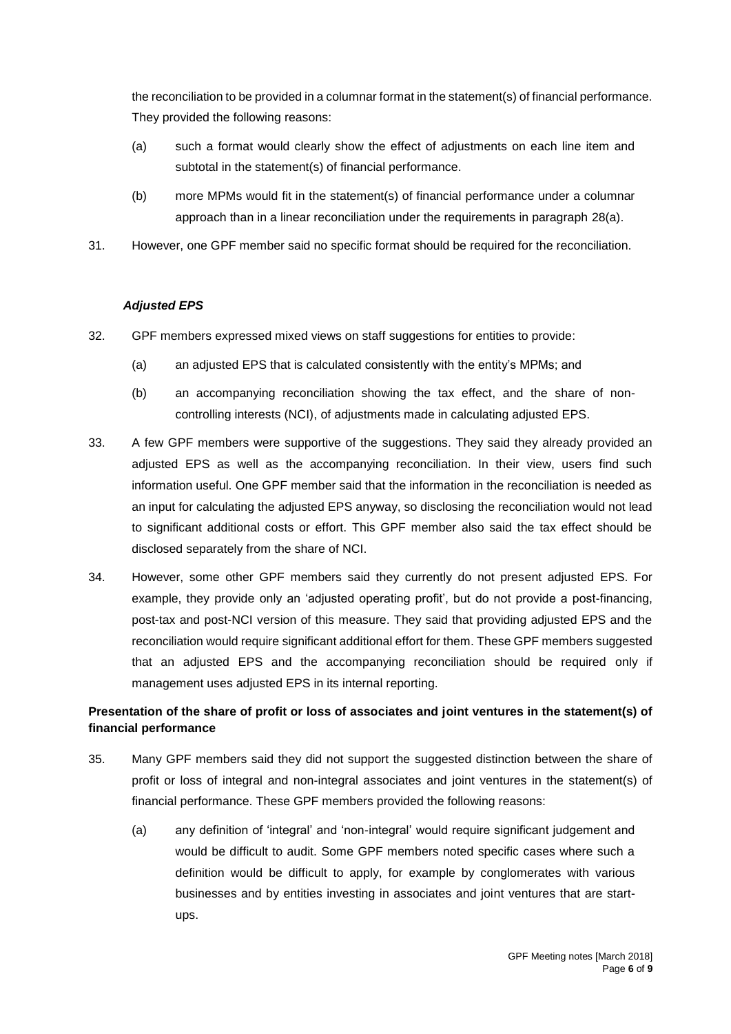the reconciliation to be provided in a columnar format in the statement(s) of financial performance. They provided the following reasons:

(a) such a format would clearly show the effect of adjustments on each line item and subtotal in the statement(s) of financial performance.

(b) more MPMs would fit in the statement(s) of financial performance under a columnar approach than in a linear reconciliation under the requirements in paragraph 28(a).

31. However, one GPF member said no specific format should be required for the reconciliation.

### *Adjusted EPS*

32. GPF members expressed mixed views on staff suggestions for entities to provide:

(a) an adjusted EPS that is calculated consistently with the entity's MPMs; and

(b) an accompanying reconciliation showing the tax effect, and the share of non-controlling interests (NCI), of adjustments made in calculating adjusted EPS.

33. A few GPF members were supportive of the suggestions. They said they already provided an adjusted EPS as well as the accompanying reconciliation. In their view, users find such information useful. One GPF member said that the information in the reconciliation is needed as an input for calculating the adjusted EPS anyway, so disclosing the reconciliation would not lead to significant additional costs or effort. This GPF member also said the tax effect should be disclosed separately from the share of NCI.

34. However, some other GPF members said they currently do not present adjusted EPS. For example, they provide only an 'adjusted operating profit', but do not provide a post-financing, post-tax and post-NCI version of this measure. They said that providing adjusted EPS and the reconciliation would require significant additional effort for them. These GPF members suggested that an adjusted EPS and the accompanying reconciliation should be required only if management uses adjusted EPS in its internal reporting.

## Presentation of the share of profit or loss of associates and joint ventures in the statement(s) of financial performance

35. Many GPF members said they did not support the suggested distinction between the share of profit or loss of integral and non-integral associates and joint ventures in the statement(s) of financial performance. These GPF members provided the following reasons:

(a) any definition of 'integral' and 'non-integral' would require significant judgement and would be difficult to audit. Some GPF members noted specific cases where such a definition would be difficult to apply, for example by conglomerates with various businesses and by entities investing in associates and joint ventures that are start-ups.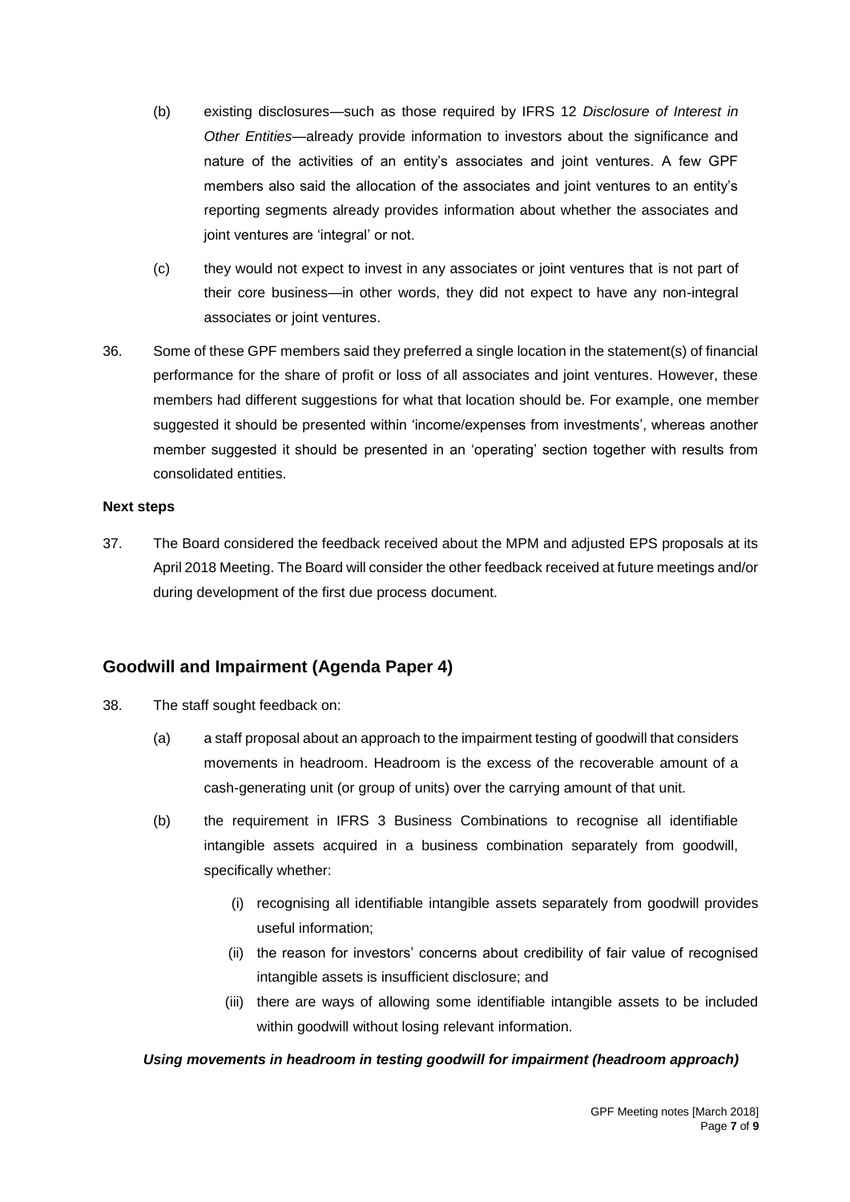(b) existing disclosures—such as those required by IFRS 12 *Disclosure of Interest in Other Entities*—already provide information to investors about the significance and nature of the activities of an entity's associates and joint ventures. A few GPF members also said the allocation of the associates and joint ventures to an entity's reporting segments already provides information about whether the associates and joint ventures are 'integral' or not.

(c) they would not expect to invest in any associates or joint ventures that is not part of their core business—in other words, they did not expect to have any non-integral associates or joint ventures.

36. Some of these GPF members said they preferred a single location in the statement(s) of financial performance for the share of profit or loss of all associates and joint ventures. However, these members had different suggestions for what that location should be. For example, one member suggested it should be presented within 'income/expenses from investments', whereas another member suggested it should be presented in an 'operating' section together with results from consolidated entities.

**Next steps**

37. The Board considered the feedback received about the MPM and adjusted EPS proposals at its April 2018 Meeting. The Board will consider the other feedback received at future meetings and/or during development of the first due process document.

## Goodwill and Impairment (Agenda Paper 4)

38. The staff sought feedback on:

(a) a staff proposal about an approach to the impairment testing of goodwill that considers movements in headroom. Headroom is the excess of the recoverable amount of a cash-generating unit (or group of units) over the carrying amount of that unit.

(b) the requirement in IFRS 3 Business Combinations to recognise all identifiable intangible assets acquired in a business combination separately from goodwill, specifically whether:

(i) recognising all identifiable intangible assets separately from goodwill provides useful information;

(ii) the reason for investors' concerns about credibility of fair value of recognised intangible assets is insufficient disclosure; and

(iii) there are ways of allowing some identifiable intangible assets to be included within goodwill without losing relevant information.

***Using movements in headroom in testing goodwill for impairment (headroom approach)***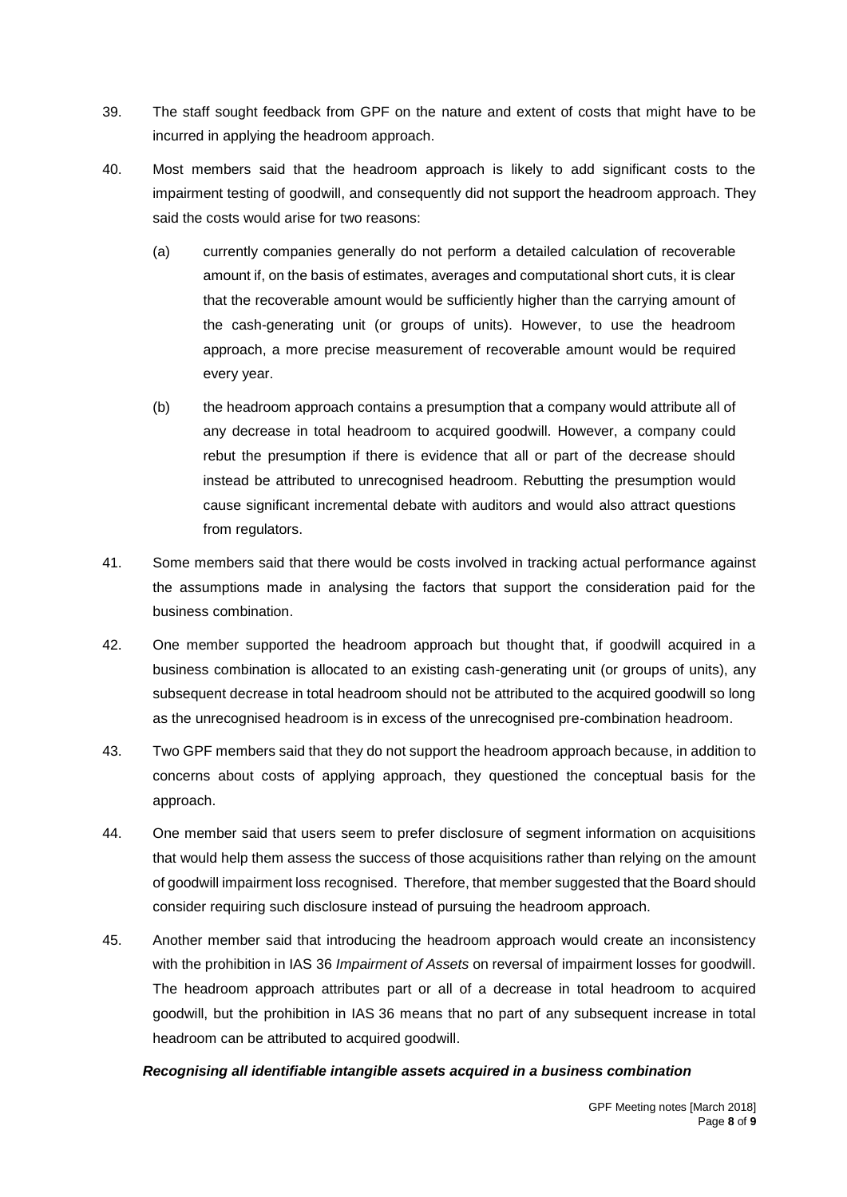39. The staff sought feedback from GPF on the nature and extent of costs that might have to be incurred in applying the headroom approach.

40. Most members said that the headroom approach is likely to add significant costs to the impairment testing of goodwill, and consequently did not support the headroom approach. They said the costs would arise for two reasons:

    (a) currently companies generally do not perform a detailed calculation of recoverable amount if, on the basis of estimates, averages and computational short cuts, it is clear that the recoverable amount would be sufficiently higher than the carrying amount of the cash-generating unit (or groups of units). However, to use the headroom approach, a more precise measurement of recoverable amount would be required every year.

    (b) the headroom approach contains a presumption that a company would attribute all of any decrease in total headroom to acquired goodwill. However, a company could rebut the presumption if there is evidence that all or part of the decrease should instead be attributed to unrecognised headroom. Rebutting the presumption would cause significant incremental debate with auditors and would also attract questions from regulators.

41. Some members said that there would be costs involved in tracking actual performance against the assumptions made in analysing the factors that support the consideration paid for the business combination.

42. One member supported the headroom approach but thought that, if goodwill acquired in a business combination is allocated to an existing cash-generating unit (or groups of units), any subsequent decrease in total headroom should not be attributed to the acquired goodwill so long as the unrecognised headroom is in excess of the unrecognised pre-combination headroom.

43. Two GPF members said that they do not support the headroom approach because, in addition to concerns about costs of applying approach, they questioned the conceptual basis for the approach.

44. One member said that users seem to prefer disclosure of segment information on acquisitions that would help them assess the success of those acquisitions rather than relying on the amount of goodwill impairment loss recognised. Therefore, that member suggested that the Board should consider requiring such disclosure instead of pursuing the headroom approach.

45. Another member said that introducing the headroom approach would create an inconsistency with the prohibition in IAS 36 *Impairment of Assets* on reversal of impairment losses for goodwill. The headroom approach attributes part or all of a decrease in total headroom to acquired goodwill, but the prohibition in IAS 36 means that no part of any subsequent increase in total headroom can be attributed to acquired goodwill.

***Recognising all identifiable intangible assets acquired in a business combination***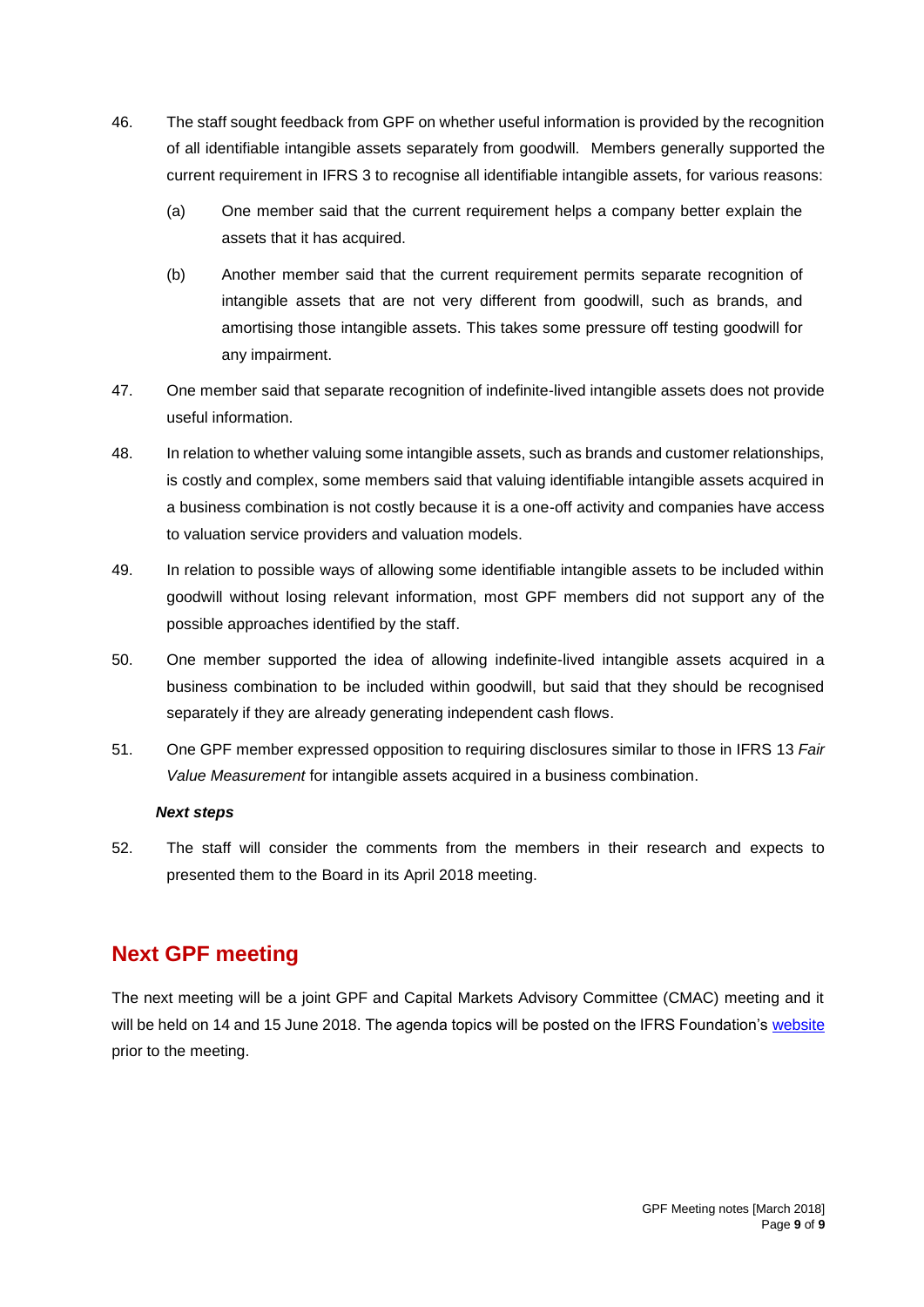46. The staff sought feedback from GPF on whether useful information is provided by the recognition of all identifiable intangible assets separately from goodwill. Members generally supported the current requirement in IFRS 3 to recognise all identifiable intangible assets, for various reasons:

    (a) One member said that the current requirement helps a company better explain the assets that it has acquired.

    (b) Another member said that the current requirement permits separate recognition of intangible assets that are not very different from goodwill, such as brands, and amortising those intangible assets. This takes some pressure off testing goodwill for any impairment.

47. One member said that separate recognition of indefinite-lived intangible assets does not provide useful information.

48. In relation to whether valuing some intangible assets, such as brands and customer relationships, is costly and complex, some members said that valuing identifiable intangible assets acquired in a business combination is not costly because it is a one-off activity and companies have access to valuation service providers and valuation models.

49. In relation to possible ways of allowing some identifiable intangible assets to be included within goodwill without losing relevant information, most GPF members did not support any of the possible approaches identified by the staff.

50. One member supported the idea of allowing indefinite-lived intangible assets acquired in a business combination to be included within goodwill, but said that they should be recognised separately if they are already generating independent cash flows.

51. One GPF member expressed opposition to requiring disclosures similar to those in IFRS 13 *Fair Value Measurement* for intangible assets acquired in a business combination.

***Next steps***

52. The staff will consider the comments from the members in their research and expects to presented them to the Board in its April 2018 meeting.

## Next GPF meeting

The next meeting will be a joint GPF and Capital Markets Advisory Committee (CMAC) meeting and it will be held on 14 and 15 June 2018. The agenda topics will be posted on the IFRS Foundation's website prior to the meeting.